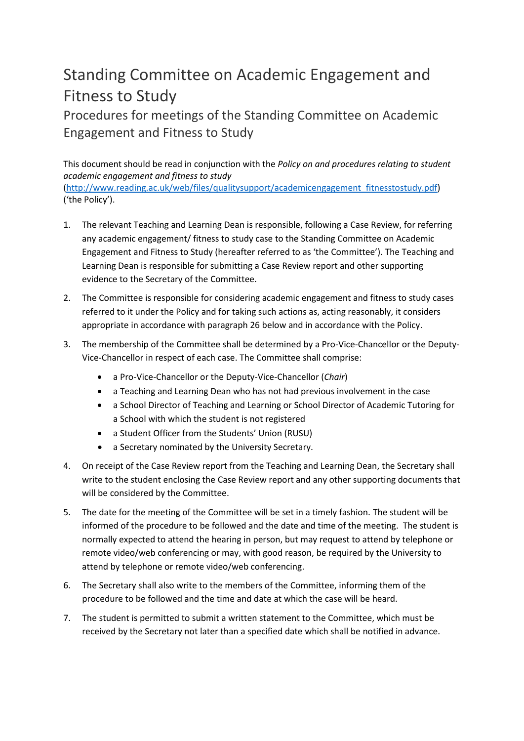# Standing Committee on Academic Engagement and Fitness to Study

## Procedures for meetings of the Standing Committee on Academic Engagement and Fitness to Study

This document should be read in conjunction with the *Policy on and procedures relating to student academic engagement and fitness to study* ([http://www.reading.ac.uk/web/files/qualitysupport/academicengagement_fitnesstostudy.pdf](http://www.reading.ac.uk/web/files/qualitysupport/academicengagement_fitnesstostudy.pdf)) ('the Policy').

1. The relevant Teaching and Learning Dean is responsible, following a Case Review, for referring any academic engagement/ fitness to study case to the Standing Committee on Academic Engagement and Fitness to Study (hereafter referred to as 'the Committee'). The Teaching and Learning Dean is responsible for submitting a Case Review report and other supporting evidence to the Secretary of the Committee.

2. The Committee is responsible for considering academic engagement and fitness to study cases referred to it under the Policy and for taking such actions as, acting reasonably, it considers appropriate in accordance with paragraph 26 below and in accordance with the Policy.

3. The membership of the Committee shall be determined by a Pro-Vice-Chancellor or the Deputy-Vice-Chancellor in respect of each case. The Committee shall comprise:
   - a Pro-Vice-Chancellor or the Deputy-Vice-Chancellor (*Chair*)
   - a Teaching and Learning Dean who has not had previous involvement in the case
   - a School Director of Teaching and Learning or School Director of Academic Tutoring for a School with which the student is not registered
   - a Student Officer from the Students' Union (RUSU)
   - a Secretary nominated by the University Secretary.

4. On receipt of the Case Review report from the Teaching and Learning Dean, the Secretary shall write to the student enclosing the Case Review report and any other supporting documents that will be considered by the Committee.

5. The date for the meeting of the Committee will be set in a timely fashion. The student will be informed of the procedure to be followed and the date and time of the meeting. The student is normally expected to attend the hearing in person, but may request to attend by telephone or remote video/web conferencing or may, with good reason, be required by the University to attend by telephone or remote video/web conferencing.

6. The Secretary shall also write to the members of the Committee, informing them of the procedure to be followed and the time and date at which the case will be heard.

7. The student is permitted to submit a written statement to the Committee, which must be received by the Secretary not later than a specified date which shall be notified in advance.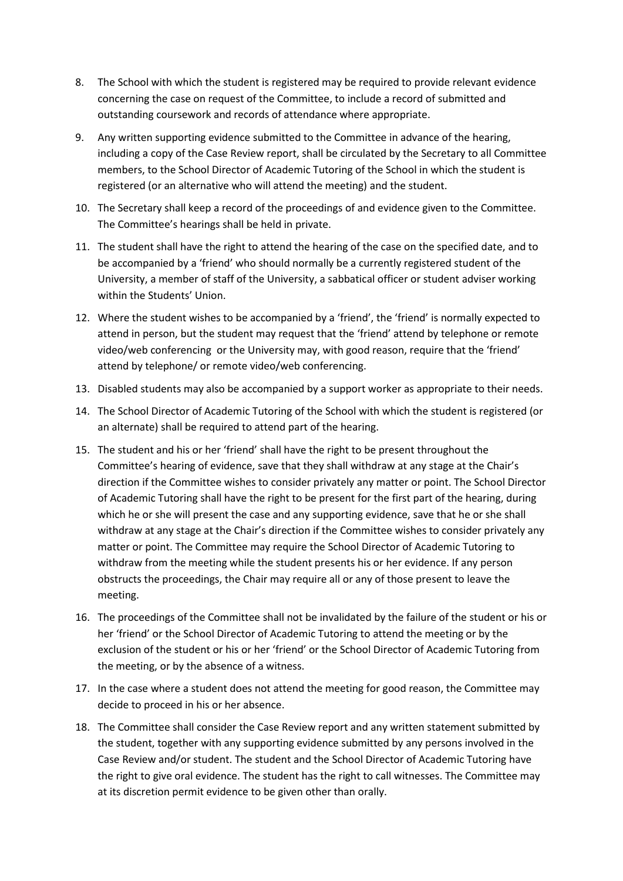8. The School with which the student is registered may be required to provide relevant evidence concerning the case on request of the Committee, to include a record of submitted and outstanding coursework and records of attendance where appropriate.

9. Any written supporting evidence submitted to the Committee in advance of the hearing, including a copy of the Case Review report, shall be circulated by the Secretary to all Committee members, to the School Director of Academic Tutoring of the School in which the student is registered (or an alternative who will attend the meeting) and the student.

10. The Secretary shall keep a record of the proceedings of and evidence given to the Committee. The Committee's hearings shall be held in private.

11. The student shall have the right to attend the hearing of the case on the specified date, and to be accompanied by a 'friend' who should normally be a currently registered student of the University, a member of staff of the University, a sabbatical officer or student adviser working within the Students' Union.

12. Where the student wishes to be accompanied by a 'friend', the 'friend' is normally expected to attend in person, but the student may request that the 'friend' attend by telephone or remote video/web conferencing or the University may, with good reason, require that the 'friend' attend by telephone/ or remote video/web conferencing.

13. Disabled students may also be accompanied by a support worker as appropriate to their needs.

14. The School Director of Academic Tutoring of the School with which the student is registered (or an alternate) shall be required to attend part of the hearing.

15. The student and his or her 'friend' shall have the right to be present throughout the Committee's hearing of evidence, save that they shall withdraw at any stage at the Chair's direction if the Committee wishes to consider privately any matter or point. The School Director of Academic Tutoring shall have the right to be present for the first part of the hearing, during which he or she will present the case and any supporting evidence, save that he or she shall withdraw at any stage at the Chair's direction if the Committee wishes to consider privately any matter or point. The Committee may require the School Director of Academic Tutoring to withdraw from the meeting while the student presents his or her evidence. If any person obstructs the proceedings, the Chair may require all or any of those present to leave the meeting.

16. The proceedings of the Committee shall not be invalidated by the failure of the student or his or her 'friend' or the School Director of Academic Tutoring to attend the meeting or by the exclusion of the student or his or her 'friend' or the School Director of Academic Tutoring from the meeting, or by the absence of a witness.

17. In the case where a student does not attend the meeting for good reason, the Committee may decide to proceed in his or her absence.

18. The Committee shall consider the Case Review report and any written statement submitted by the student, together with any supporting evidence submitted by any persons involved in the Case Review and/or student. The student and the School Director of Academic Tutoring have the right to give oral evidence. The student has the right to call witnesses. The Committee may at its discretion permit evidence to be given other than orally.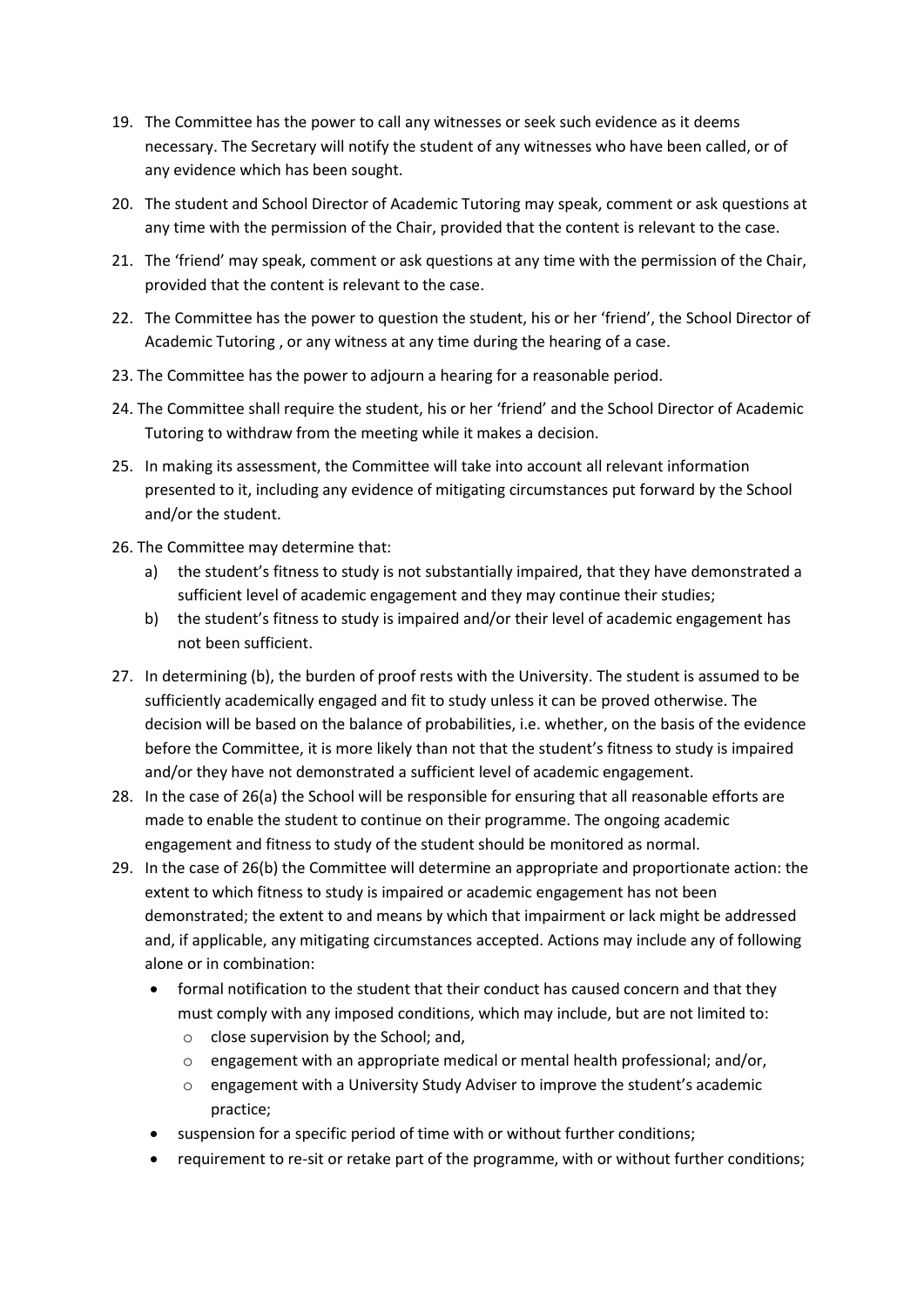19. The Committee has the power to call any witnesses or seek such evidence as it deems necessary. The Secretary will notify the student of any witnesses who have been called, or of any evidence which has been sought.
20. The student and School Director of Academic Tutoring may speak, comment or ask questions at any time with the permission of the Chair, provided that the content is relevant to the case.
21. The 'friend' may speak, comment or ask questions at any time with the permission of the Chair, provided that the content is relevant to the case.
22. The Committee has the power to question the student, his or her 'friend', the School Director of Academic Tutoring , or any witness at any time during the hearing of a case.
23. The Committee has the power to adjourn a hearing for a reasonable period.
24. The Committee shall require the student, his or her 'friend' and the School Director of Academic Tutoring to withdraw from the meeting while it makes a decision.
25. In making its assessment, the Committee will take into account all relevant information presented to it, including any evidence of mitigating circumstances put forward by the School and/or the student.
26. The Committee may determine that:
    a) the student's fitness to study is not substantially impaired, that they have demonstrated a sufficient level of academic engagement and they may continue their studies;
    b) the student's fitness to study is impaired and/or their level of academic engagement has not been sufficient.
27. In determining (b), the burden of proof rests with the University. The student is assumed to be sufficiently academically engaged and fit to study unless it can be proved otherwise. The decision will be based on the balance of probabilities, i.e. whether, on the basis of the evidence before the Committee, it is more likely than not that the student's fitness to study is impaired and/or they have not demonstrated a sufficient level of academic engagement.
28. In the case of 26(a) the School will be responsible for ensuring that all reasonable efforts are made to enable the student to continue on their programme. The ongoing academic engagement and fitness to study of the student should be monitored as normal.
29. In the case of 26(b) the Committee will determine an appropriate and proportionate action: the extent to which fitness to study is impaired or academic engagement has not been demonstrated; the extent to and means by which that impairment or lack might be addressed and, if applicable, any mitigating circumstances accepted. Actions may include any of following alone or in combination:
    - formal notification to the student that their conduct has caused concern and that they must comply with any imposed conditions, which may include, but are not limited to:
        - close supervision by the School; and,
        - engagement with an appropriate medical or mental health professional; and/or,
        - engagement with a University Study Adviser to improve the student's academic practice;
    - suspension for a specific period of time with or without further conditions;
    - requirement to re-sit or retake part of the programme, with or without further conditions;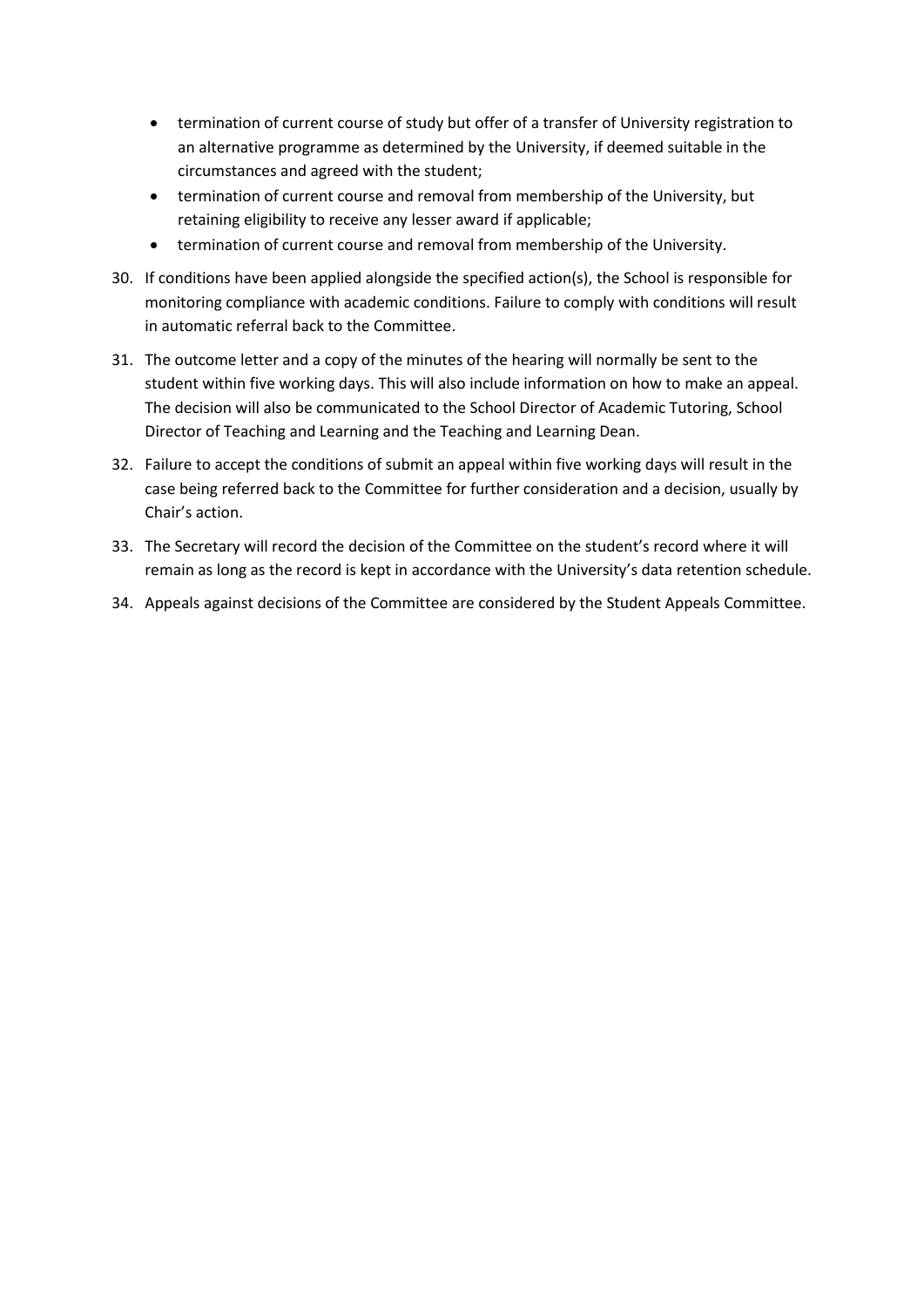- termination of current course of study but offer of a transfer of University registration to an alternative programme as determined by the University, if deemed suitable in the circumstances and agreed with the student;
- termination of current course and removal from membership of the University, but retaining eligibility to receive any lesser award if applicable;
- termination of current course and removal from membership of the University.

30. If conditions have been applied alongside the specified action(s), the School is responsible for monitoring compliance with academic conditions. Failure to comply with conditions will result in automatic referral back to the Committee.

31. The outcome letter and a copy of the minutes of the hearing will normally be sent to the student within five working days. This will also include information on how to make an appeal. The decision will also be communicated to the School Director of Academic Tutoring, School Director of Teaching and Learning and the Teaching and Learning Dean.

32. Failure to accept the conditions of submit an appeal within five working days will result in the case being referred back to the Committee for further consideration and a decision, usually by Chair's action.

33. The Secretary will record the decision of the Committee on the student's record where it will remain as long as the record is kept in accordance with the University's data retention schedule.

34. Appeals against decisions of the Committee are considered by the Student Appeals Committee.